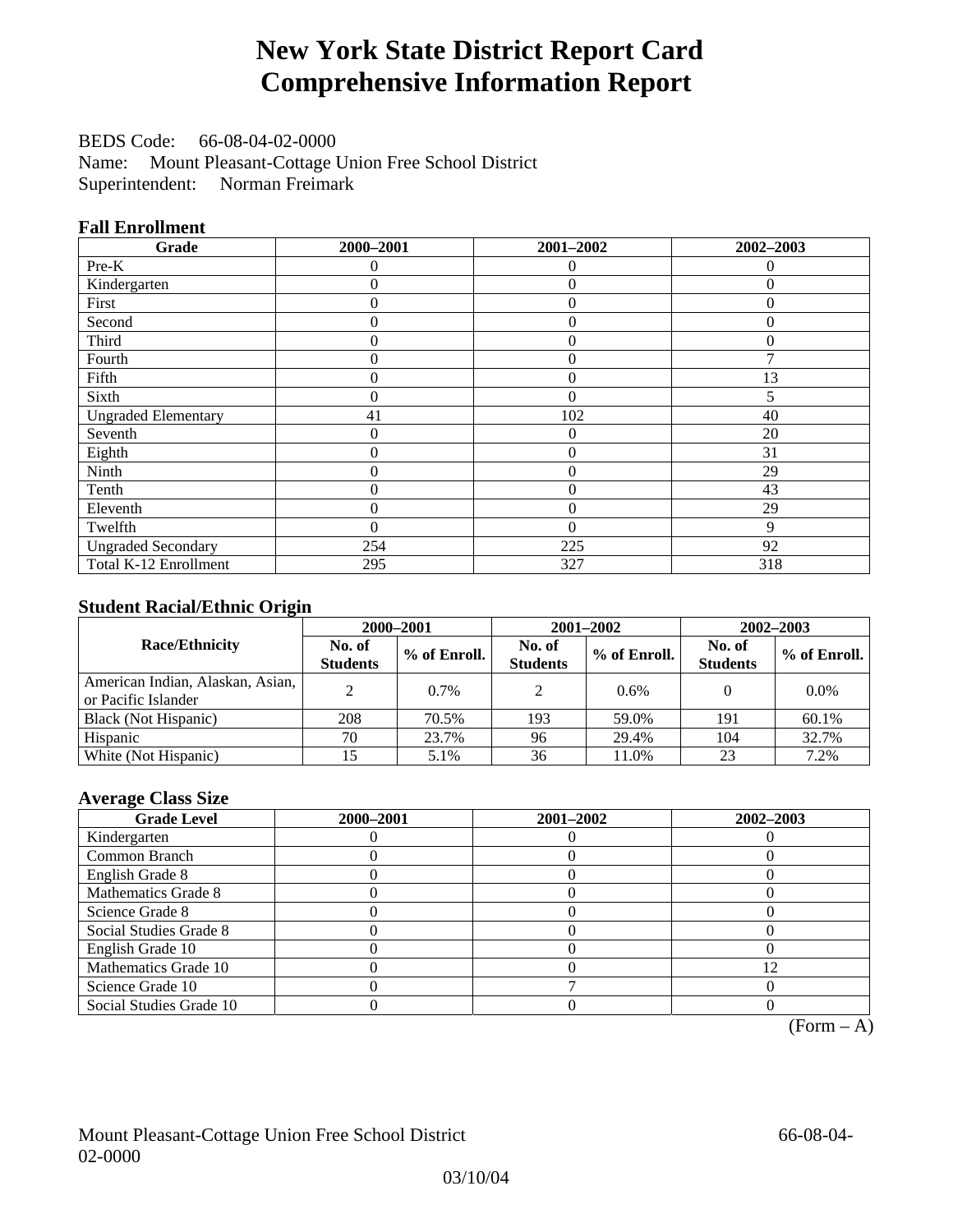# New York State District Report Card
# Comprehensive Information Report

BEDS Code: 66-08-04-02-0000
Name: Mount Pleasant-Cottage Union Free School District
Superintendent: Norman Freimark

### Fall Enrollment

| Grade | 2000–2001 | 2001–2002 | 2002–2003 |
|---|---|---|---|
| Pre-K | 0 | 0 | 0 |
| Kindergarten | 0 | 0 | 0 |
| First | 0 | 0 | 0 |
| Second | 0 | 0 | 0 |
| Third | 0 | 0 | 0 |
| Fourth | 0 | 0 | 7 |
| Fifth | 0 | 0 | 13 |
| Sixth | 0 | 0 | 5 |
| Ungraded Elementary | 41 | 102 | 40 |
| Seventh | 0 | 0 | 20 |
| Eighth | 0 | 0 | 31 |
| Ninth | 0 | 0 | 29 |
| Tenth | 0 | 0 | 43 |
| Eleventh | 0 | 0 | 29 |
| Twelfth | 0 | 0 | 9 |
| Ungraded Secondary | 254 | 225 | 92 |
| Total K-12 Enrollment | 295 | 327 | 318 |

### Student Racial/Ethnic Origin

| Race/Ethnicity | 2000–2001 | | 2001–2002 | | 2002–2003 | |
|---|---|---|---|---|---|---|
| | No. of Students | % of Enroll. | No. of Students | % of Enroll. | No. of Students | % of Enroll. |
| American Indian, Alaskan, Asian, or Pacific Islander | 2 | 0.7% | 2 | 0.6% | 0 | 0.0% |
| Black (Not Hispanic) | 208 | 70.5% | 193 | 59.0% | 191 | 60.1% |
| Hispanic | 70 | 23.7% | 96 | 29.4% | 104 | 32.7% |
| White (Not Hispanic) | 15 | 5.1% | 36 | 11.0% | 23 | 7.2% |

### Average Class Size

| Grade Level | 2000–2001 | 2001–2002 | 2002–2003 |
|---|---|---|---|
| Kindergarten | 0 | 0 | 0 |
| Common Branch | 0 | 0 | 0 |
| English Grade 8 | 0 | 0 | 0 |
| Mathematics Grade 8 | 0 | 0 | 0 |
| Science Grade 8 | 0 | 0 | 0 |
| Social Studies Grade 8 | 0 | 0 | 0 |
| English Grade 10 | 0 | 0 | 0 |
| Mathematics Grade 10 | 0 | 0 | 12 |
| Science Grade 10 | 0 | 7 | 0 |
| Social Studies Grade 10 | 0 | 0 | 0 |

(Form – A)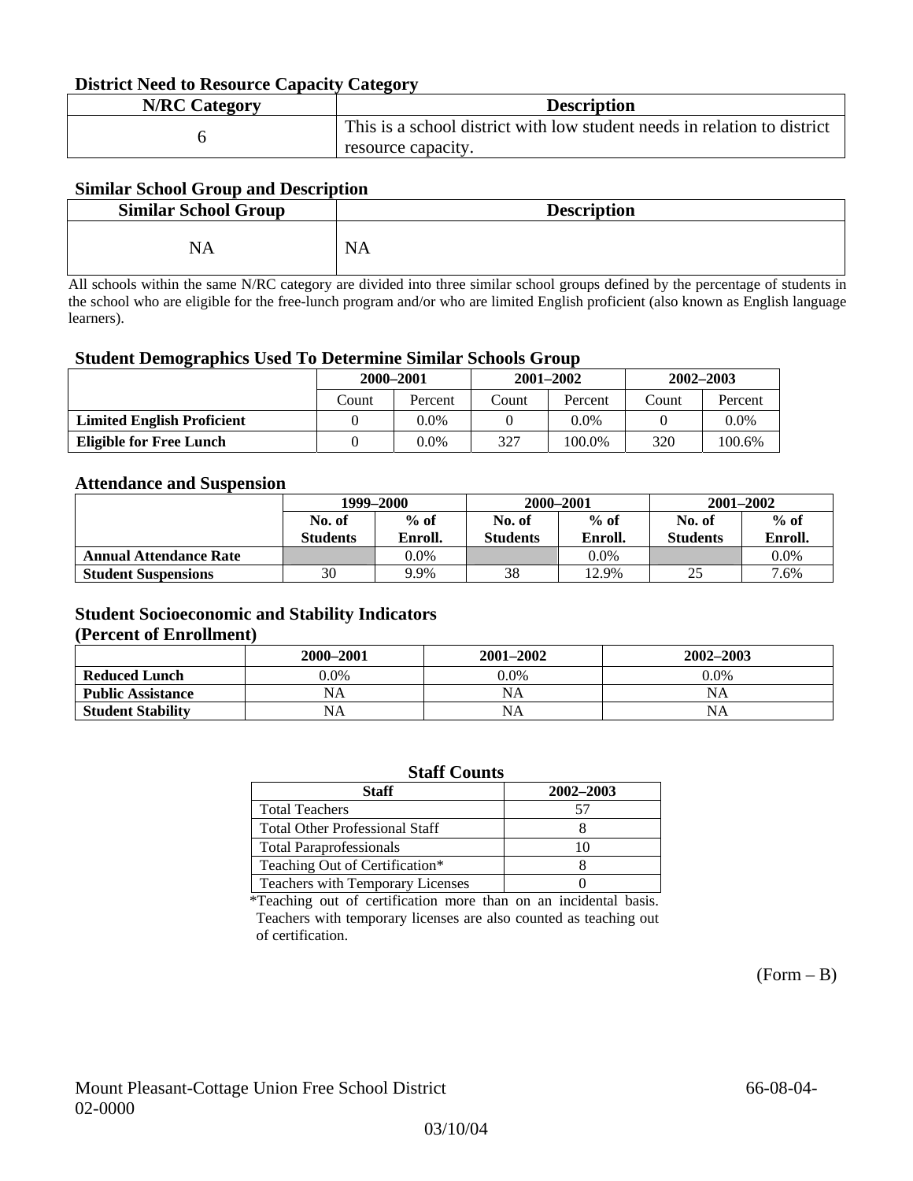### District Need to Resource Capacity Category

| N/RC Category | Description |
|---|---|
| 6 | This is a school district with low student needs in relation to district resource capacity. |

### Similar School Group and Description

| Similar School Group | Description |
|---|---|
| NA | NA |

All schools within the same N/RC category are divided into three similar school groups defined by the percentage of students in the school who are eligible for the free-lunch program and/or who are limited English proficient (also known as English language learners).

### Student Demographics Used To Determine Similar Schools Group

| | 2000–2001 | | 2001–2002 | | 2002–2003 | |
|---|---|---|---|---|---|---|
| | Count | Percent | Count | Percent | Count | Percent |
| **Limited English Proficient** | 0 | 0.0% | 0 | 0.0% | 0 | 0.0% |
| **Eligible for Free Lunch** | 0 | 0.0% | 327 | 100.0% | 320 | 100.6% |

### Attendance and Suspension

| | 1999–2000 | | 2000–2001 | | 2001–2002 | |
|---|---|---|---|---|---|---|
| | No. of Students | % of Enroll. | No. of Students | % of Enroll. | No. of Students | % of Enroll. |
| **Annual Attendance Rate** | | 0.0% | | 0.0% | | 0.0% |
| **Student Suspensions** | 30 | 9.9% | 38 | 12.9% | 25 | 7.6% |

### Student Socioeconomic and Stability Indicators (Percent of Enrollment)

| | 2000–2001 | 2001–2002 | 2002–2003 |
|---|---|---|---|
| **Reduced Lunch** | 0.0% | 0.0% | 0.0% |
| **Public Assistance** | NA | NA | NA |
| **Student Stability** | NA | NA | NA |

### Staff Counts

| Staff | 2002–2003 |
|---|---|
| Total Teachers | 57 |
| Total Other Professional Staff | 8 |
| Total Paraprofessionals | 10 |
| Teaching Out of Certification* | 8 |
| Teachers with Temporary Licenses | 0 |

*Teaching out of certification more than on an incidental basis. Teachers with temporary licenses are also counted as teaching out of certification.

(Form – B)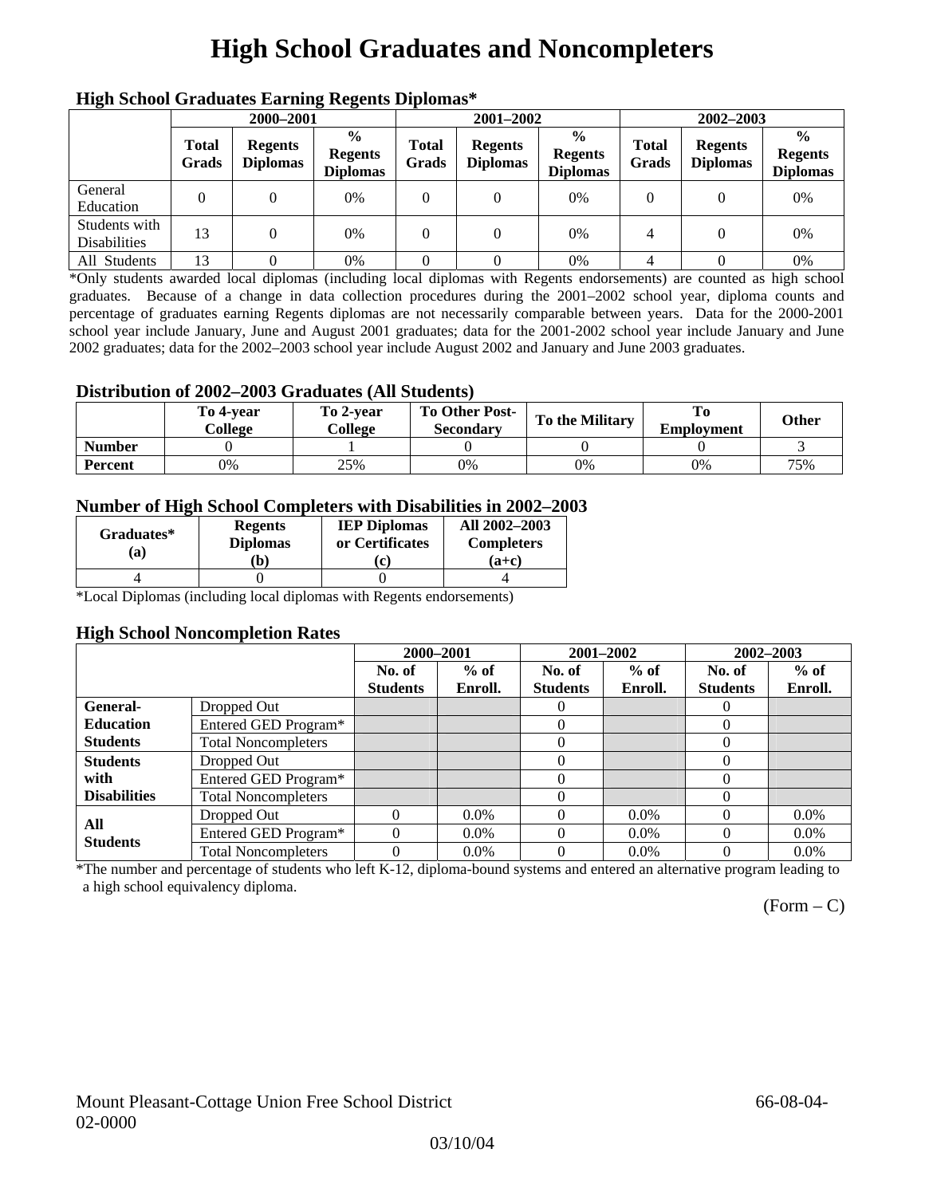# High School Graduates and Noncompleters

### High School Graduates Earning Regents Diplomas*

| | 2000–2001 | | | 2001–2002 | | | 2002–2003 | | |
|---|---|---|---|---|---|---|---|---|---|
| | Total Grads | Regents Diplomas | % Regents Diplomas | Total Grads | Regents Diplomas | % Regents Diplomas | Total Grads | Regents Diplomas | % Regents Diplomas |
| General Education | 0 | 0 | 0% | 0 | 0 | 0% | 0 | 0 | 0% |
| Students with Disabilities | 13 | 0 | 0% | 0 | 0 | 0% | 4 | 0 | 0% |
| All Students | 13 | 0 | 0% | 0 | 0 | 0% | 4 | 0 | 0% |

*Only students awarded local diplomas (including local diplomas with Regents endorsements) are counted as high school graduates. Because of a change in data collection procedures during the 2001–2002 school year, diploma counts and percentage of graduates earning Regents diplomas are not necessarily comparable between years. Data for the 2000-2001 school year include January, June and August 2001 graduates; data for the 2001-2002 school year include January and June 2002 graduates; data for the 2002–2003 school year include August 2002 and January and June 2003 graduates.

### Distribution of 2002–2003 Graduates (All Students)

| | To 4-year College | To 2-year College | To Other Post-Secondary | To the Military | To Employment | Other |
|---|---|---|---|---|---|---|
| Number | 0 | 1 | 0 | 0 | 0 | 3 |
| Percent | 0% | 25% | 0% | 0% | 0% | 75% |

### Number of High School Completers with Disabilities in 2002–2003

| Graduates* (a) | Regents Diplomas (b) | IEP Diplomas or Certificates (c) | All 2002–2003 Completers (a+c) |
|---|---|---|---|
| 4 | 0 | 0 | 4 |

*Local Diplomas (including local diplomas with Regents endorsements)

### High School Noncompletion Rates

| | | 2000–2001 | | 2001–2002 | | 2002–2003 | |
|---|---|---|---|---|---|---|---|
| | | No. of Students | % of Enroll. | No. of Students | % of Enroll. | No. of Students | % of Enroll. |
| General-Education Students | Dropped Out | | | 0 | | 0 | |
| | Entered GED Program* | | | 0 | | 0 | |
| | Total Noncompleters | | | 0 | | 0 | |
| Students with Disabilities | Dropped Out | | | 0 | | 0 | |
| | Entered GED Program* | | | 0 | | 0 | |
| | Total Noncompleters | | | 0 | | 0 | |
| All Students | Dropped Out | 0 | 0.0% | 0 | 0.0% | 0 | 0.0% |
| | Entered GED Program* | 0 | 0.0% | 0 | 0.0% | 0 | 0.0% |
| | Total Noncompleters | 0 | 0.0% | 0 | 0.0% | 0 | 0.0% |

*The number and percentage of students who left K-12, diploma-bound systems and entered an alternative program leading to a high school equivalency diploma.

(Form – C)

Mount Pleasant-Cottage Union Free School District 66-08-04-02-0000

03/10/04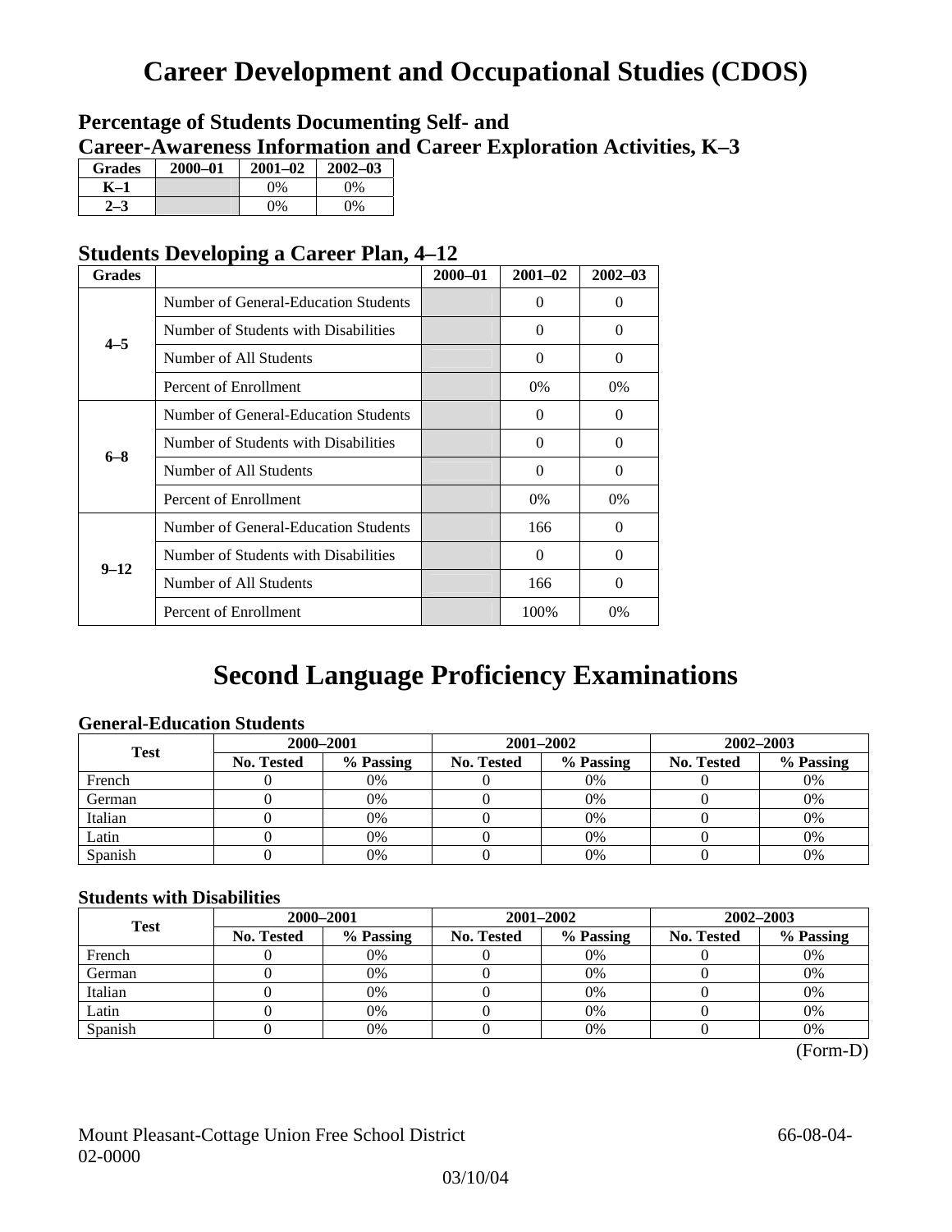# Career Development and Occupational Studies (CDOS)

## Percentage of Students Documenting Self- and Career-Awareness Information and Career Exploration Activities, K–3

| Grades | 2000–01 | 2001–02 | 2002–03 |
|---|---|---|---|
| K–1 | | 0% | 0% |
| 2–3 | | 0% | 0% |

## Students Developing a Career Plan, 4–12

| Grades | | 2000–01 | 2001–02 | 2002–03 |
|---|---|---|---|---|
| 4–5 | Number of General-Education Students | | 0 | 0 |
| | Number of Students with Disabilities | | 0 | 0 |
| | Number of All Students | | 0 | 0 |
| | Percent of Enrollment | | 0% | 0% |
| 6–8 | Number of General-Education Students | | 0 | 0 |
| | Number of Students with Disabilities | | 0 | 0 |
| | Number of All Students | | 0 | 0 |
| | Percent of Enrollment | | 0% | 0% |
| 9–12 | Number of General-Education Students | | 166 | 0 |
| | Number of Students with Disabilities | | 0 | 0 |
| | Number of All Students | | 166 | 0 |
| | Percent of Enrollment | | 100% | 0% |

# Second Language Proficiency Examinations

### General-Education Students

| Test | 2000–2001 | | 2001–2002 | | 2002–2003 | |
|---|---|---|---|---|---|---|
| | No. Tested | % Passing | No. Tested | % Passing | No. Tested | % Passing |
| French | 0 | 0% | 0 | 0% | 0 | 0% |
| German | 0 | 0% | 0 | 0% | 0 | 0% |
| Italian | 0 | 0% | 0 | 0% | 0 | 0% |
| Latin | 0 | 0% | 0 | 0% | 0 | 0% |
| Spanish | 0 | 0% | 0 | 0% | 0 | 0% |

### Students with Disabilities

| Test | 2000–2001 | | 2001–2002 | | 2002–2003 | |
|---|---|---|---|---|---|---|
| | No. Tested | % Passing | No. Tested | % Passing | No. Tested | % Passing |
| French | 0 | 0% | 0 | 0% | 0 | 0% |
| German | 0 | 0% | 0 | 0% | 0 | 0% |
| Italian | 0 | 0% | 0 | 0% | 0 | 0% |
| Latin | 0 | 0% | 0 | 0% | 0 | 0% |
| Spanish | 0 | 0% | 0 | 0% | 0 | 0% |

(Form-D)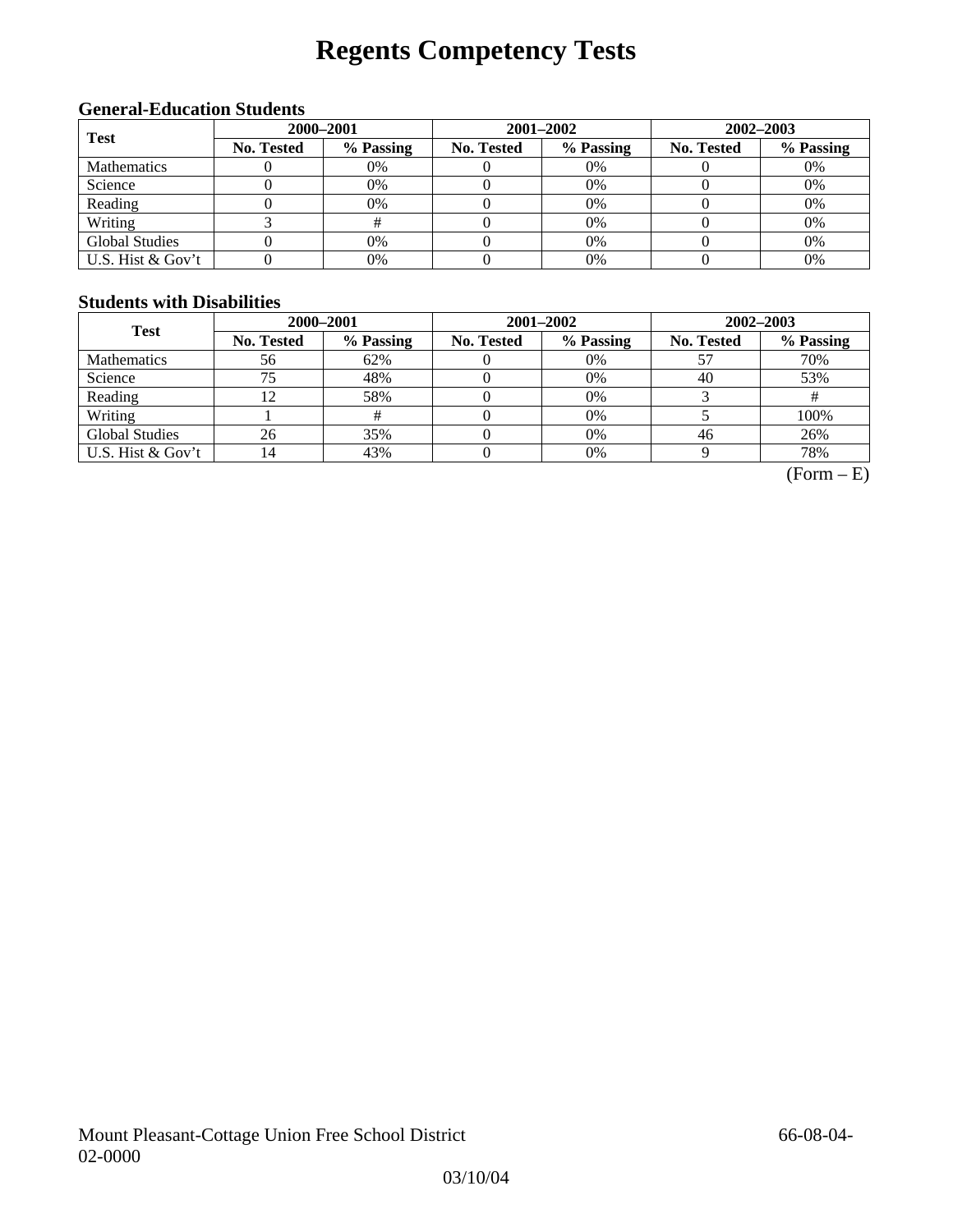# Regents Competency Tests

### General-Education Students

| Test | 2000–2001 | | 2001–2002 | | 2002–2003 | |
|---|---|---|---|---|---|---|
| | No. Tested | % Passing | No. Tested | % Passing | No. Tested | % Passing |
| Mathematics | 0 | 0% | 0 | 0% | 0 | 0% |
| Science | 0 | 0% | 0 | 0% | 0 | 0% |
| Reading | 0 | 0% | 0 | 0% | 0 | 0% |
| Writing | 3 | # | 0 | 0% | 0 | 0% |
| Global Studies | 0 | 0% | 0 | 0% | 0 | 0% |
| U.S. Hist & Gov't | 0 | 0% | 0 | 0% | 0 | 0% |

### Students with Disabilities

| Test | 2000–2001 | | 2001–2002 | | 2002–2003 | |
|---|---|---|---|---|---|---|
| | No. Tested | % Passing | No. Tested | % Passing | No. Tested | % Passing |
| Mathematics | 56 | 62% | 0 | 0% | 57 | 70% |
| Science | 75 | 48% | 0 | 0% | 40 | 53% |
| Reading | 12 | 58% | 0 | 0% | 3 | # |
| Writing | 1 | # | 0 | 0% | 5 | 100% |
| Global Studies | 26 | 35% | 0 | 0% | 46 | 26% |
| U.S. Hist & Gov't | 14 | 43% | 0 | 0% | 9 | 78% |

(Form – E)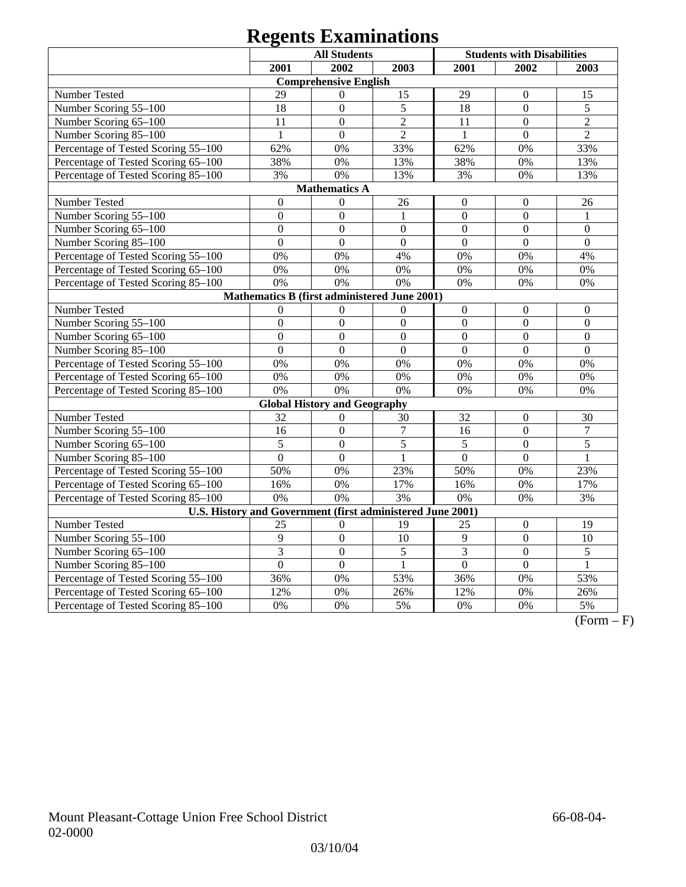# Regents Examinations

| | All Students | | | Students with Disabilities | | |
|---|---|---|---|---|---|---|
| | 2001 | 2002 | 2003 | 2001 | 2002 | 2003 |
| **Comprehensive English** | | | | | | |
| Number Tested | 29 | 0 | 15 | 29 | 0 | 15 |
| Number Scoring 55–100 | 18 | 0 | 5 | 18 | 0 | 5 |
| Number Scoring 65–100 | 11 | 0 | 2 | 11 | 0 | 2 |
| Number Scoring 85–100 | 1 | 0 | 2 | 1 | 0 | 2 |
| Percentage of Tested Scoring 55–100 | 62% | 0% | 33% | 62% | 0% | 33% |
| Percentage of Tested Scoring 65–100 | 38% | 0% | 13% | 38% | 0% | 13% |
| Percentage of Tested Scoring 85–100 | 3% | 0% | 13% | 3% | 0% | 13% |
| **Mathematics A** | | | | | | |
| Number Tested | 0 | 0 | 26 | 0 | 0 | 26 |
| Number Scoring 55–100 | 0 | 0 | 1 | 0 | 0 | 1 |
| Number Scoring 65–100 | 0 | 0 | 0 | 0 | 0 | 0 |
| Number Scoring 85–100 | 0 | 0 | 0 | 0 | 0 | 0 |
| Percentage of Tested Scoring 55–100 | 0% | 0% | 4% | 0% | 0% | 4% |
| Percentage of Tested Scoring 65–100 | 0% | 0% | 0% | 0% | 0% | 0% |
| Percentage of Tested Scoring 85–100 | 0% | 0% | 0% | 0% | 0% | 0% |
| **Mathematics B (first administered June 2001)** | | | | | | |
| Number Tested | 0 | 0 | 0 | 0 | 0 | 0 |
| Number Scoring 55–100 | 0 | 0 | 0 | 0 | 0 | 0 |
| Number Scoring 65–100 | 0 | 0 | 0 | 0 | 0 | 0 |
| Number Scoring 85–100 | 0 | 0 | 0 | 0 | 0 | 0 |
| Percentage of Tested Scoring 55–100 | 0% | 0% | 0% | 0% | 0% | 0% |
| Percentage of Tested Scoring 65–100 | 0% | 0% | 0% | 0% | 0% | 0% |
| Percentage of Tested Scoring 85–100 | 0% | 0% | 0% | 0% | 0% | 0% |
| **Global History and Geography** | | | | | | |
| Number Tested | 32 | 0 | 30 | 32 | 0 | 30 |
| Number Scoring 55–100 | 16 | 0 | 7 | 16 | 0 | 7 |
| Number Scoring 65–100 | 5 | 0 | 5 | 5 | 0 | 5 |
| Number Scoring 85–100 | 0 | 0 | 1 | 0 | 0 | 1 |
| Percentage of Tested Scoring 55–100 | 50% | 0% | 23% | 50% | 0% | 23% |
| Percentage of Tested Scoring 65–100 | 16% | 0% | 17% | 16% | 0% | 17% |
| Percentage of Tested Scoring 85–100 | 0% | 0% | 3% | 0% | 0% | 3% |
| **U.S. History and Government (first administered June 2001)** | | | | | | |
| Number Tested | 25 | 0 | 19 | 25 | 0 | 19 |
| Number Scoring 55–100 | 9 | 0 | 10 | 9 | 0 | 10 |
| Number Scoring 65–100 | 3 | 0 | 5 | 3 | 0 | 5 |
| Number Scoring 85–100 | 0 | 0 | 1 | 0 | 0 | 1 |
| Percentage of Tested Scoring 55–100 | 36% | 0% | 53% | 36% | 0% | 53% |
| Percentage of Tested Scoring 65–100 | 12% | 0% | 26% | 12% | 0% | 26% |
| Percentage of Tested Scoring 85–100 | 0% | 0% | 5% | 0% | 0% | 5% |

(Form – F)

Mount Pleasant-Cottage Union Free School District 66-08-04-02-0000

03/10/04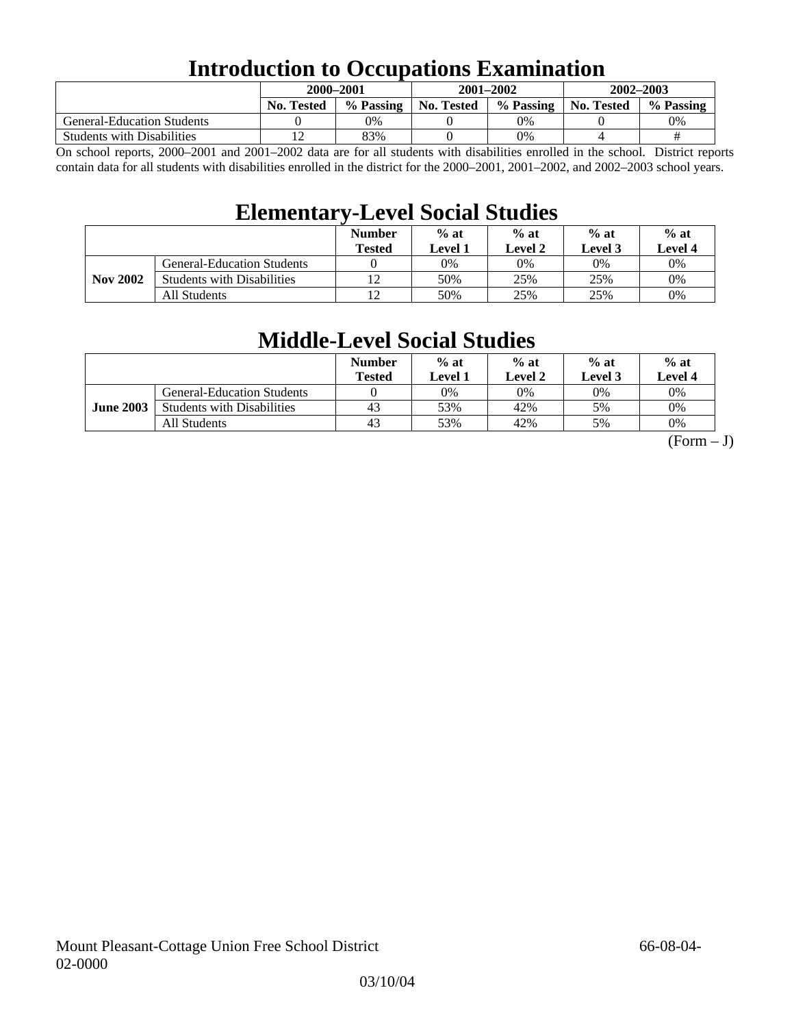# Introduction to Occupations Examination

| | 2000–2001 | | 2001–2002 | | 2002–2003 | |
|---|---|---|---|---|---|---|
| | No. Tested | % Passing | No. Tested | % Passing | No. Tested | % Passing |
| General-Education Students | 0 | 0% | 0 | 0% | 0 | 0% |
| Students with Disabilities | 12 | 83% | 0 | 0% | 4 | # |

On school reports, 2000–2001 and 2001–2002 data are for all students with disabilities enrolled in the school. District reports contain data for all students with disabilities enrolled in the district for the 2000–2001, 2001–2002, and 2002–2003 school years.

# Elementary-Level Social Studies

| | | Number Tested | % at Level 1 | % at Level 2 | % at Level 3 | % at Level 4 |
|---|---|---|---|---|---|---|
| Nov 2002 | General-Education Students | 0 | 0% | 0% | 0% | 0% |
| | Students with Disabilities | 12 | 50% | 25% | 25% | 0% |
| | All Students | 12 | 50% | 25% | 25% | 0% |

# Middle-Level Social Studies

| | | Number Tested | % at Level 1 | % at Level 2 | % at Level 3 | % at Level 4 |
|---|---|---|---|---|---|---|
| June 2003 | General-Education Students | 0 | 0% | 0% | 0% | 0% |
| | Students with Disabilities | 43 | 53% | 42% | 5% | 0% |
| | All Students | 43 | 53% | 42% | 5% | 0% |

(Form – J)

Mount Pleasant-Cottage Union Free School District 66-08-04-02-0000

03/10/04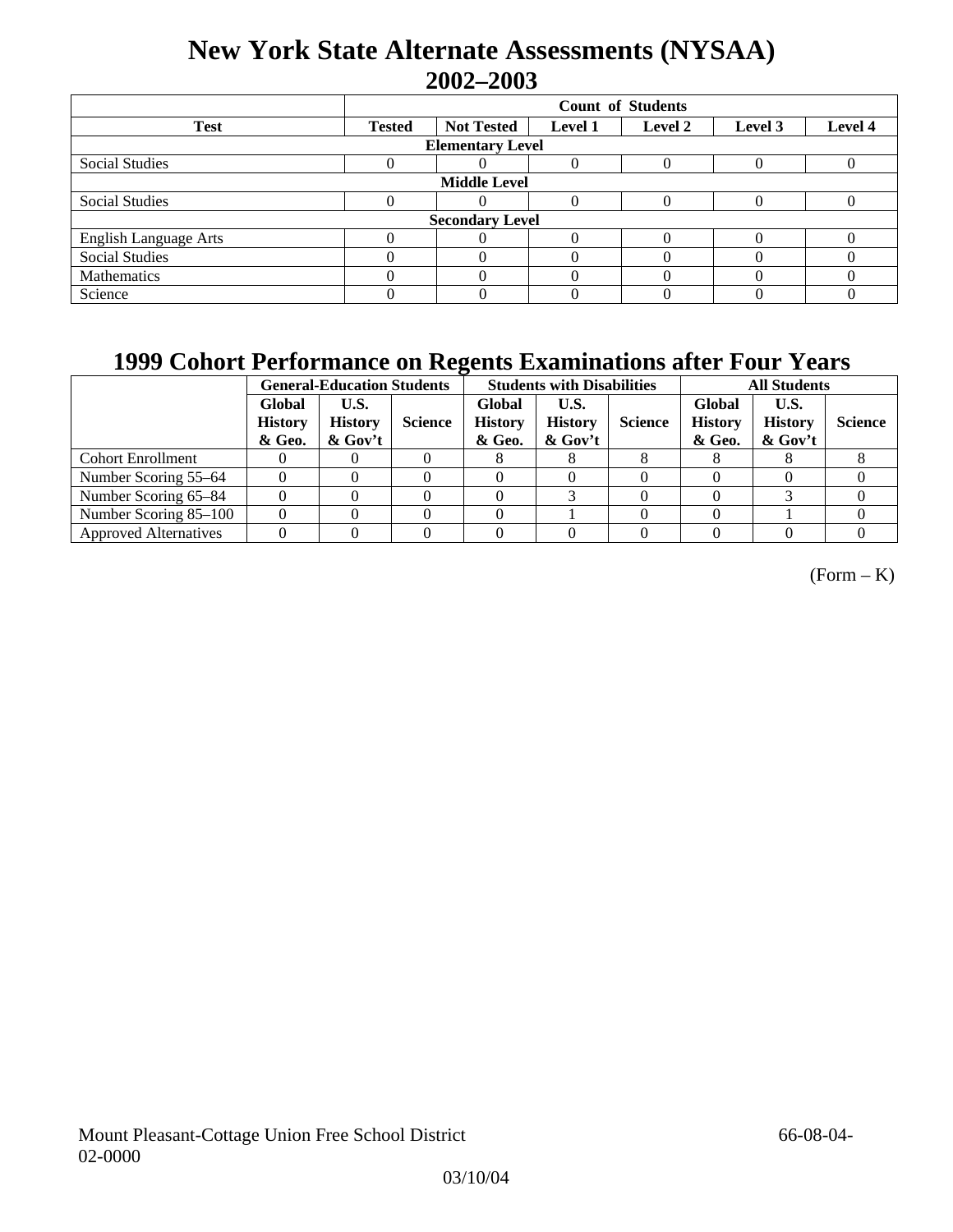# New York State Alternate Assessments (NYSAA)
## 2002–2003

| | Count of Students | | | | | |
|---|---|---|---|---|---|---|
| **Test** | **Tested** | **Not Tested** | **Level 1** | **Level 2** | **Level 3** | **Level 4** |
| **Elementary Level** | | | | | | |
| Social Studies | 0 | 0 | 0 | 0 | 0 | 0 |
| **Middle Level** | | | | | | |
| Social Studies | 0 | 0 | 0 | 0 | 0 | 0 |
| **Secondary Level** | | | | | | |
| English Language Arts | 0 | 0 | 0 | 0 | 0 | 0 |
| Social Studies | 0 | 0 | 0 | 0 | 0 | 0 |
| Mathematics | 0 | 0 | 0 | 0 | 0 | 0 |
| Science | 0 | 0 | 0 | 0 | 0 | 0 |

## 1999 Cohort Performance on Regents Examinations after Four Years

| | General-Education Students | | | Students with Disabilities | | | All Students | | |
|---|---|---|---|---|---|---|---|---|---|
| | **Global History & Geo.** | **U.S. History & Gov't** | **Science** | **Global History & Geo.** | **U.S. History & Gov't** | **Science** | **Global History & Geo.** | **U.S. History & Gov't** | **Science** |
| Cohort Enrollment | 0 | 0 | 0 | 8 | 8 | 8 | 8 | 8 | 8 |
| Number Scoring 55–64 | 0 | 0 | 0 | 0 | 0 | 0 | 0 | 0 | 0 |
| Number Scoring 65–84 | 0 | 0 | 0 | 0 | 3 | 0 | 0 | 3 | 0 |
| Number Scoring 85–100 | 0 | 0 | 0 | 0 | 1 | 0 | 0 | 1 | 0 |
| Approved Alternatives | 0 | 0 | 0 | 0 | 0 | 0 | 0 | 0 | 0 |

(Form – K)

Mount Pleasant-Cottage Union Free School District 66-08-04-02-0000

03/10/04